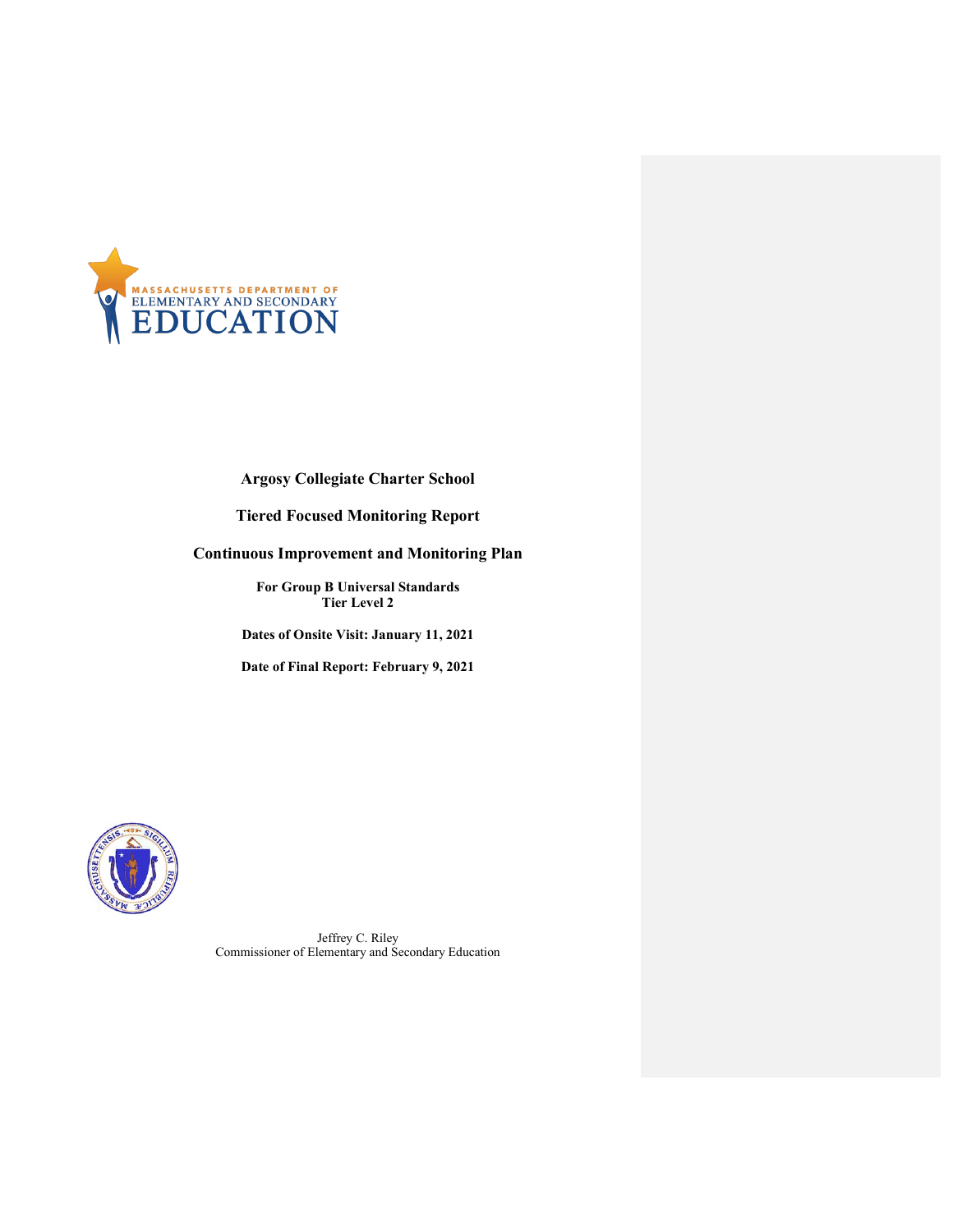**Argosy Collegiate Charter School**

**Tiered Focused Monitoring Report**

**Continuous Improvement and Monitoring Plan**

**For Group B Universal Standards**
**Tier Level 2**

**Dates of Onsite Visit: January 11, 2021**

**Date of Final Report: February 9, 2021**

Jeffrey C. Riley
Commissioner of Elementary and Secondary Education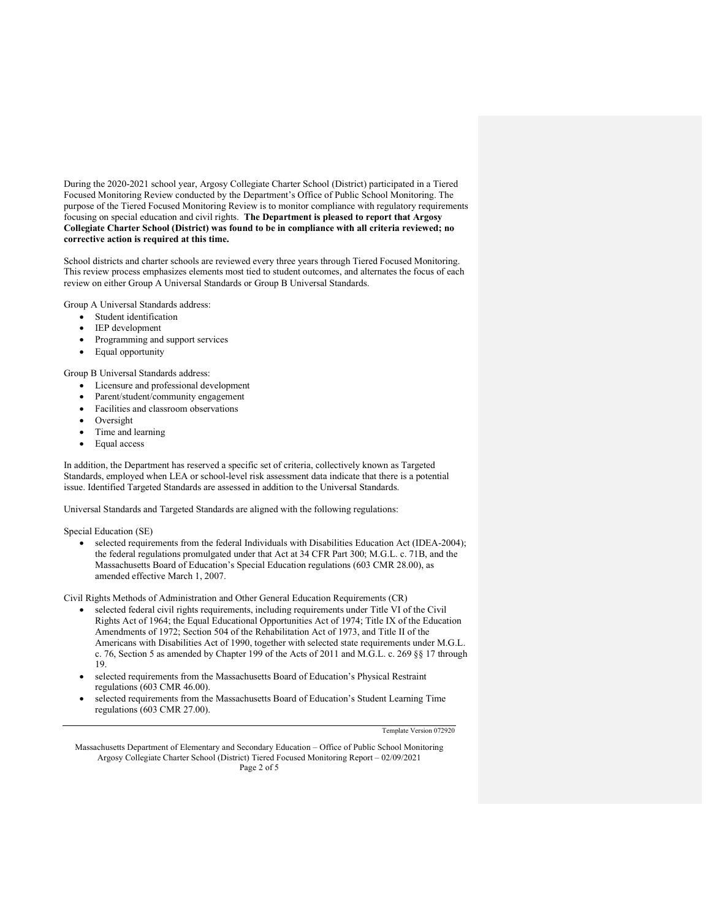During the 2020-2021 school year, Argosy Collegiate Charter School (District) participated in a Tiered Focused Monitoring Review conducted by the Department's Office of Public School Monitoring. The purpose of the Tiered Focused Monitoring Review is to monitor compliance with regulatory requirements focusing on special education and civil rights. **The Department is pleased to report that Argosy Collegiate Charter School (District) was found to be in compliance with all criteria reviewed; no corrective action is required at this time.**

School districts and charter schools are reviewed every three years through Tiered Focused Monitoring. This review process emphasizes elements most tied to student outcomes, and alternates the focus of each review on either Group A Universal Standards or Group B Universal Standards.

Group A Universal Standards address:

- Student identification
- IEP development
- Programming and support services
- Equal opportunity

Group B Universal Standards address:

- Licensure and professional development
- Parent/student/community engagement
- Facilities and classroom observations
- Oversight
- Time and learning
- Equal access

In addition, the Department has reserved a specific set of criteria, collectively known as Targeted Standards, employed when LEA or school-level risk assessment data indicate that there is a potential issue. Identified Targeted Standards are assessed in addition to the Universal Standards.

Universal Standards and Targeted Standards are aligned with the following regulations:

Special Education (SE)

- selected requirements from the federal Individuals with Disabilities Education Act (IDEA-2004); the federal regulations promulgated under that Act at 34 CFR Part 300; M.G.L. c. 71B, and the Massachusetts Board of Education's Special Education regulations (603 CMR 28.00), as amended effective March 1, 2007.

Civil Rights Methods of Administration and Other General Education Requirements (CR)

- selected federal civil rights requirements, including requirements under Title VI of the Civil Rights Act of 1964; the Equal Educational Opportunities Act of 1974; Title IX of the Education Amendments of 1972; Section 504 of the Rehabilitation Act of 1973, and Title II of the Americans with Disabilities Act of 1990, together with selected state requirements under M.G.L. c. 76, Section 5 as amended by Chapter 199 of the Acts of 2011 and M.G.L. c. 269 §§ 17 through 19.
- selected requirements from the Massachusetts Board of Education's Physical Restraint regulations (603 CMR 46.00).
- selected requirements from the Massachusetts Board of Education's Student Learning Time regulations (603 CMR 27.00).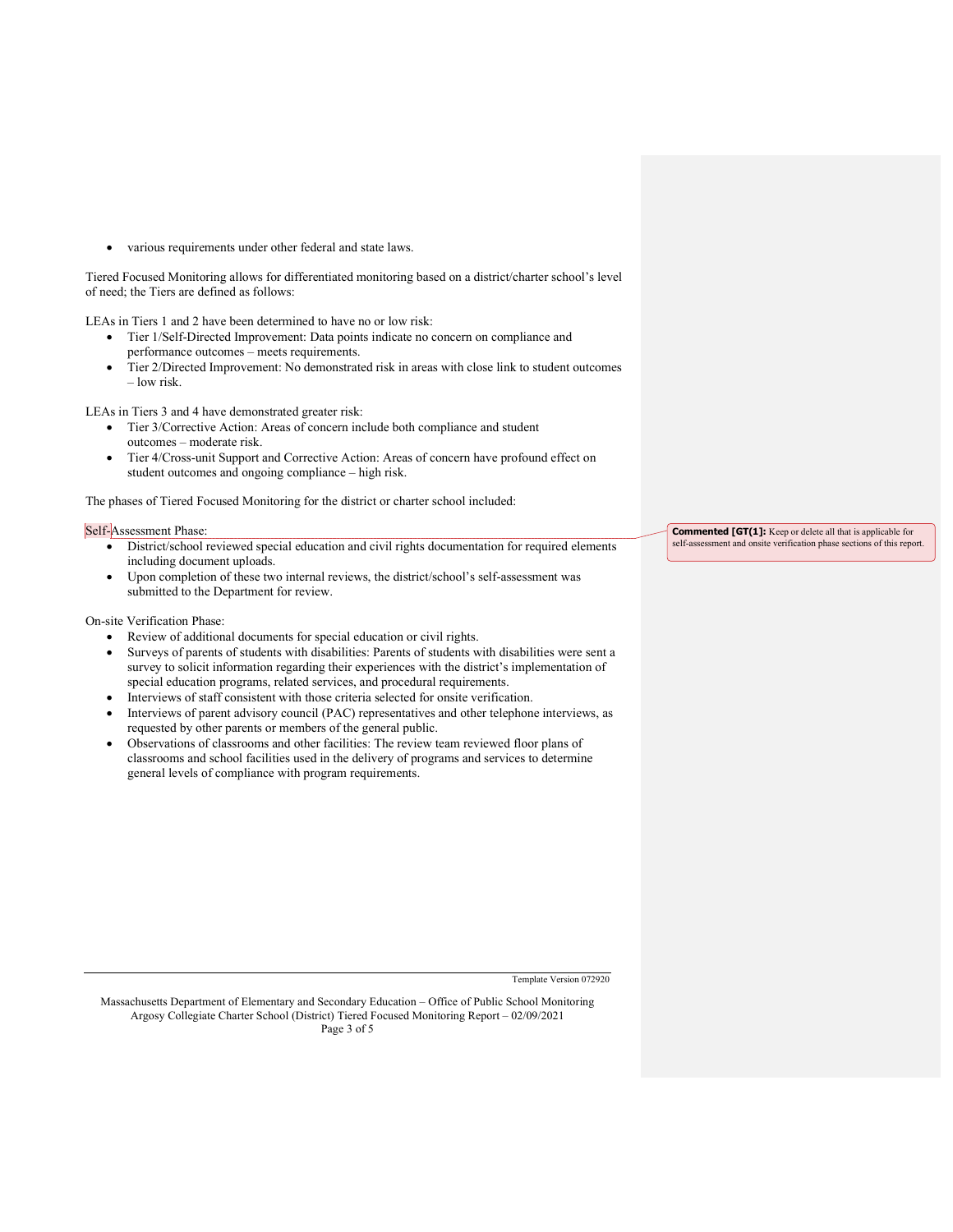- various requirements under other federal and state laws.

Tiered Focused Monitoring allows for differentiated monitoring based on a district/charter school's level of need; the Tiers are defined as follows:

LEAs in Tiers 1 and 2 have been determined to have no or low risk:

- Tier 1/Self-Directed Improvement: Data points indicate no concern on compliance and performance outcomes – meets requirements.
- Tier 2/Directed Improvement: No demonstrated risk in areas with close link to student outcomes – low risk.

LEAs in Tiers 3 and 4 have demonstrated greater risk:

- Tier 3/Corrective Action: Areas of concern include both compliance and student outcomes – moderate risk.
- Tier 4/Cross-unit Support and Corrective Action: Areas of concern have profound effect on student outcomes and ongoing compliance – high risk.

The phases of Tiered Focused Monitoring for the district or charter school included:

Self-Assessment Phase:

- District/school reviewed special education and civil rights documentation for required elements including document uploads.
- Upon completion of these two internal reviews, the district/school's self-assessment was submitted to the Department for review.

On-site Verification Phase:

- Review of additional documents for special education or civil rights.
- Surveys of parents of students with disabilities: Parents of students with disabilities were sent a survey to solicit information regarding their experiences with the district's implementation of special education programs, related services, and procedural requirements.
- Interviews of staff consistent with those criteria selected for onsite verification.
- Interviews of parent advisory council (PAC) representatives and other telephone interviews, as requested by other parents or members of the general public.
- Observations of classrooms and other facilities: The review team reviewed floor plans of classrooms and school facilities used in the delivery of programs and services to determine general levels of compliance with program requirements.

**Commented [GT(1]:** Keep or delete all that is applicable for self-assessment and onsite verification phase sections of this report.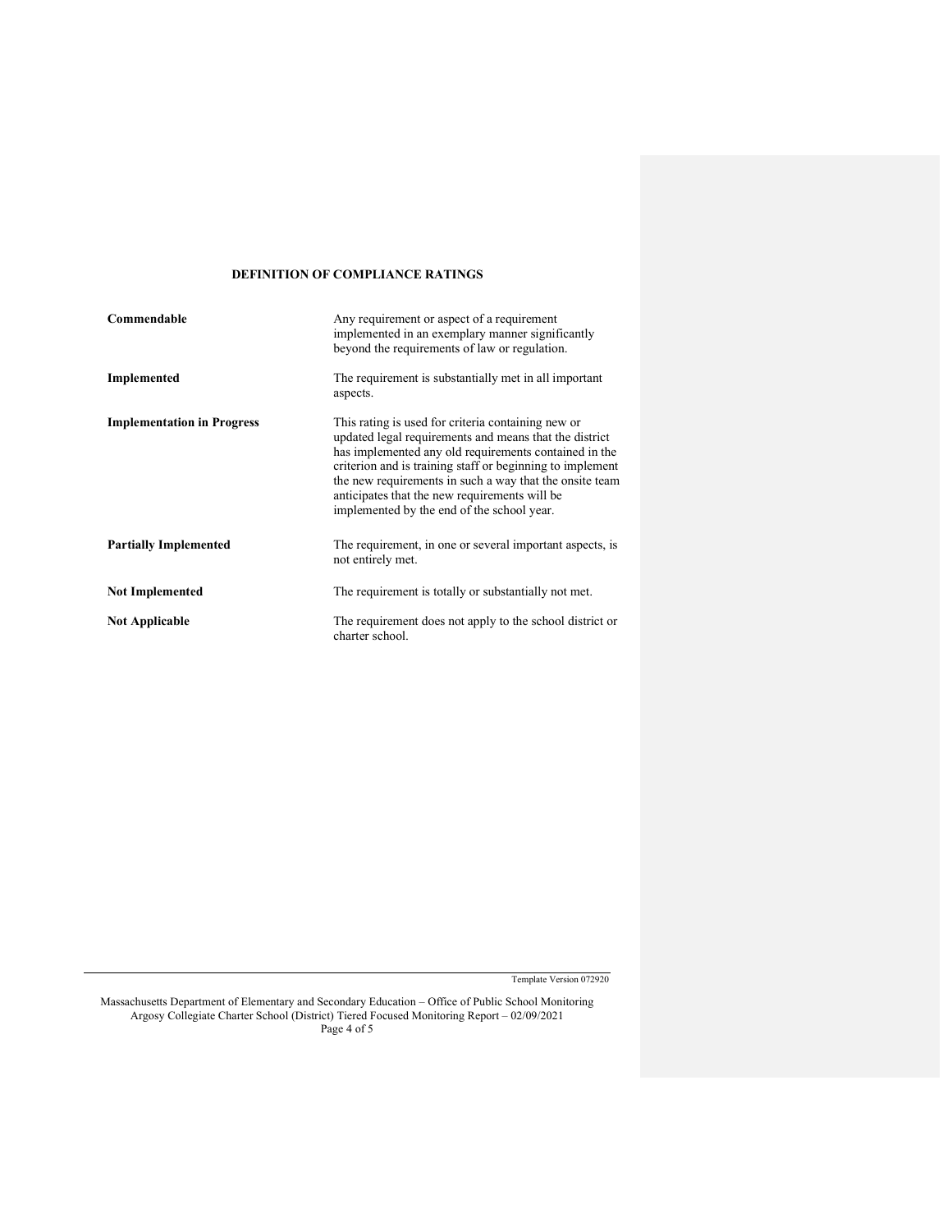## DEFINITION OF COMPLIANCE RATINGS

| | |
|---|---|
| **Commendable** | Any requirement or aspect of a requirement implemented in an exemplary manner significantly beyond the requirements of law or regulation. |
| **Implemented** | The requirement is substantially met in all important aspects. |
| **Implementation in Progress** | This rating is used for criteria containing new or updated legal requirements and means that the district has implemented any old requirements contained in the criterion and is training staff or beginning to implement the new requirements in such a way that the onsite team anticipates that the new requirements will be implemented by the end of the school year. |
| **Partially Implemented** | The requirement, in one or several important aspects, is not entirely met. |
| **Not Implemented** | The requirement is totally or substantially not met. |
| **Not Applicable** | The requirement does not apply to the school district or charter school. |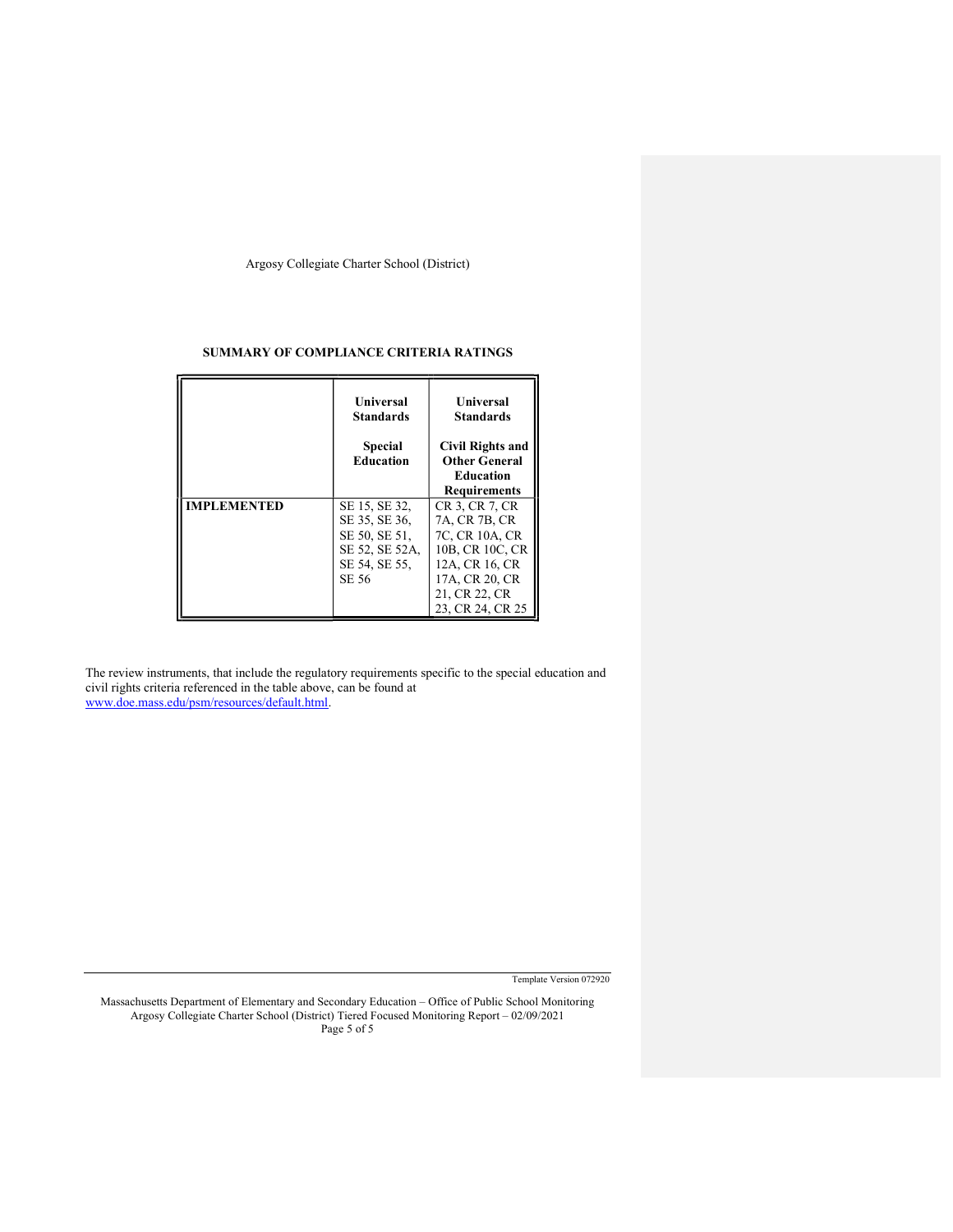Argosy Collegiate Charter School (District)

**SUMMARY OF COMPLIANCE CRITERIA RATINGS**

| | Universal Standards<br><br>Special Education | Universal Standards<br><br>Civil Rights and Other General Education Requirements |
|---|---|---|
| **IMPLEMENTED** | SE 15, SE 32, SE 35, SE 36, SE 50, SE 51, SE 52, SE 52A, SE 54, SE 55, SE 56 | CR 3, CR 7, CR 7A, CR 7B, CR 7C, CR 10A, CR 10B, CR 10C, CR 12A, CR 16, CR 17A, CR 20, CR 21, CR 22, CR 23, CR 24, CR 25 |

The review instruments, that include the regulatory requirements specific to the special education and civil rights criteria referenced in the table above, can be found at [www.doe.mass.edu/psm/resources/default.html](www.doe.mass.edu/psm/resources/default.html).